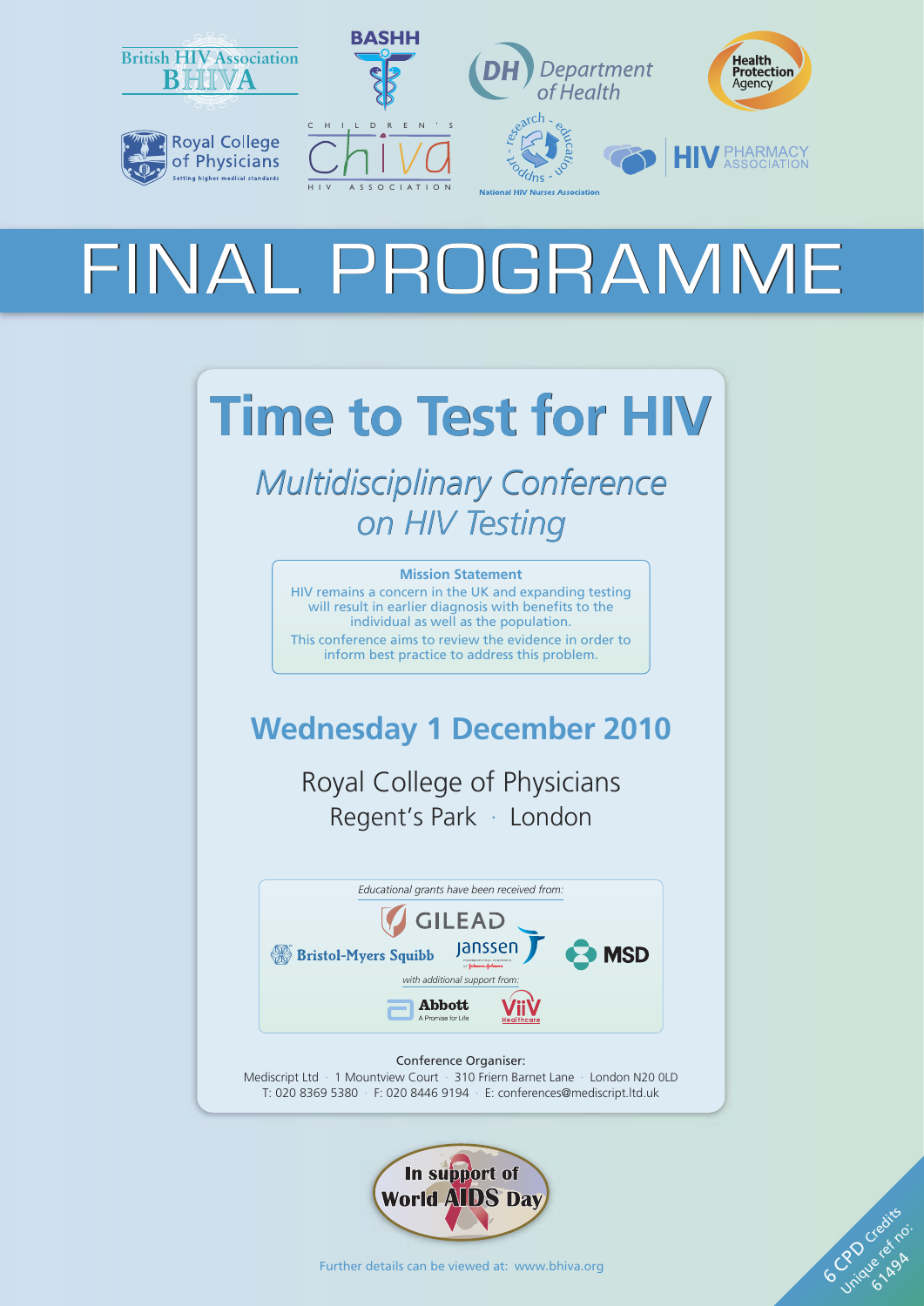British HIV Association BHIVA

BASHH

Department of Health

Health Protection Agency

Royal College of Physicians — Setting higher medical standards

CHIVA — Children's HIV Association

National HIV Nurses Association — research · education · support

HIV Pharmacy Association

# FINAL PROGRAMME

# Time to Test for HIV

## *Multidisciplinary Conference on HIV Testing*

**Mission Statement**

HIV remains a concern in the UK and expanding testing will result in earlier diagnosis with benefits to the individual as well as the population.

This conference aims to review the evidence in order to inform best practice to address this problem.

## Wednesday 1 December 2010

Royal College of Physicians
Regent's Park · London

*Educational grants have been received from:*

Gilead · Bristol-Myers Squibb · Janssen · MSD

*with additional support from:*

Abbott · ViiV Healthcare

Conference Organiser:
Mediscript Ltd · 1 Mountview Court · 310 Friern Barnet Lane · London N20 0LD
T: 020 8369 5380 · F: 020 8446 9194 · E: conferences@mediscript.ltd.uk

In support of World AIDS Day

Further details can be viewed at: www.bhiva.org

6 CPD Credits
Unique ref no: 61494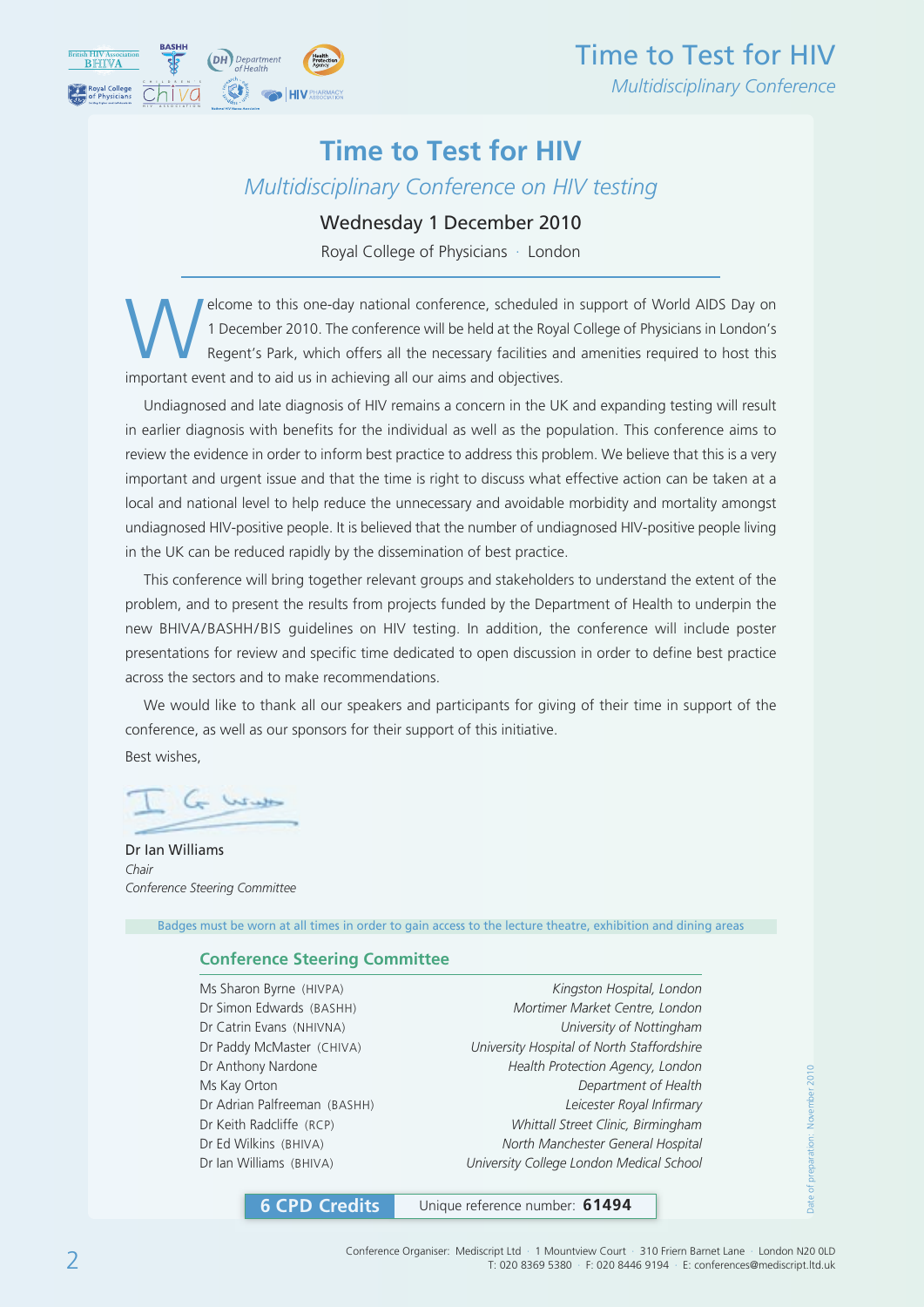# Time to Test for HIV

*Multidisciplinary Conference on HIV testing*

**Wednesday 1 December 2010**

Royal College of Physicians · London

Welcome to this one-day national conference, scheduled in support of World AIDS Day on 1 December 2010. The conference will be held at the Royal College of Physicians in London's Regent's Park, which offers all the necessary facilities and amenities required to host this important event and to aid us in achieving all our aims and objectives.

Undiagnosed and late diagnosis of HIV remains a concern in the UK and expanding testing will result in earlier diagnosis with benefits for the individual as well as the population. This conference aims to review the evidence in order to inform best practice to address this problem. We believe that this is a very important and urgent issue and that the time is right to discuss what effective action can be taken at a local and national level to help reduce the unnecessary and avoidable morbidity and mortality amongst undiagnosed HIV-positive people. It is believed that the number of undiagnosed HIV-positive people living in the UK can be reduced rapidly by the dissemination of best practice.

This conference will bring together relevant groups and stakeholders to understand the extent of the problem, and to present the results from projects funded by the Department of Health to underpin the new BHIVA/BASHH/BIS guidelines on HIV testing. In addition, the conference will include poster presentations for review and specific time dedicated to open discussion in order to define best practice across the sectors and to make recommendations.

We would like to thank all our speakers and participants for giving of their time in support of the conference, as well as our sponsors for their support of this initiative.

Best wishes,

**Dr Ian Williams**
*Chair*
*Conference Steering Committee*

Badges must be worn at all times in order to gain access to the lecture theatre, exhibition and dining areas

## Conference Steering Committee

| | |
|---|---|
| Ms Sharon Byrne (HIVPA) | *Kingston Hospital, London* |
| Dr Simon Edwards (BASHH) | *Mortimer Market Centre, London* |
| Dr Catrin Evans (NHIVNA) | *University of Nottingham* |
| Dr Paddy McMaster (CHIVA) | *University Hospital of North Staffordshire* |
| Dr Anthony Nardone | *Health Protection Agency, London* |
| Ms Kay Orton | *Department of Health* |
| Dr Adrian Palfreeman (BASHH) | *Leicester Royal Infirmary* |
| Dr Keith Radcliffe (RCP) | *Whittall Street Clinic, Birmingham* |
| Dr Ed Wilkins (BHIVA) | *North Manchester General Hospital* |
| Dr Ian Williams (BHIVA) | *University College London Medical School* |

**6 CPD Credits** Unique reference number: **61494**

Date of preparation: November 2010

Conference Organiser: Mediscript Ltd · 1 Mountview Court · 310 Friern Barnet Lane · London N20 0LD
T: 020 8369 5380 · F: 020 8446 9194 · E: conferences@mediscript.ltd.uk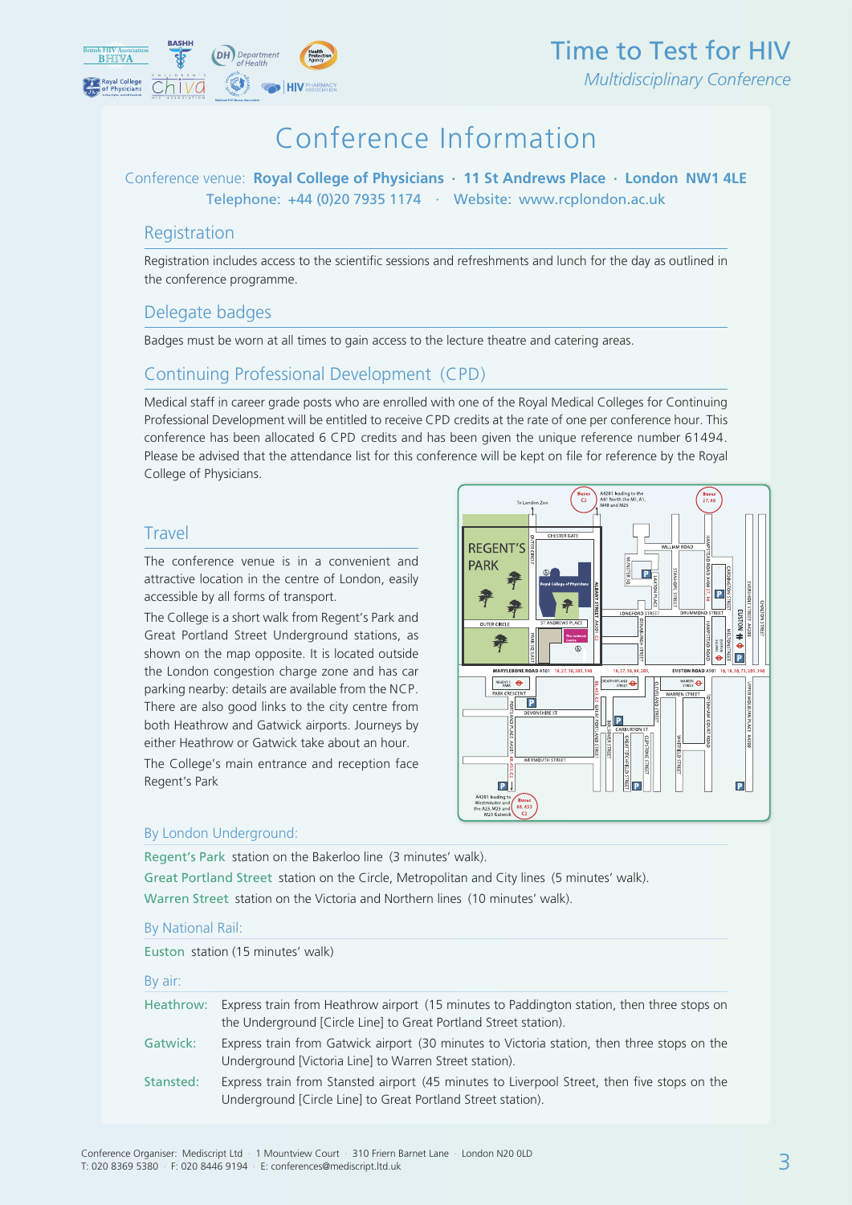# Conference Information

Conference venue: **Royal College of Physicians · 11 St Andrews Place · London NW1 4LE**
Telephone: +44 (0)20 7935 1174 · Website: www.rcplondon.ac.uk

## Registration

Registration includes access to the scientific sessions and refreshments and lunch for the day as outlined in the conference programme.

## Delegate badges

Badges must be worn at all times to gain access to the lecture theatre and catering areas.

## Continuing Professional Development (CPD)

Medical staff in career grade posts who are enrolled with one of the Royal Medical Colleges for Continuing Professional Development will be entitled to receive CPD credits at the rate of one per conference hour. This conference has been allocated 6 CPD credits and has been given the unique reference number 61494. Please be advised that the attendance list for this conference will be kept on file for reference by the Royal College of Physicians.

## Travel

The conference venue is in a convenient and attractive location in the centre of London, easily accessible by all forms of transport.

The College is a short walk from Regent's Park and Great Portland Street Underground stations, as shown on the map opposite. It is located outside the London congestion charge zone and has car parking nearby: details are available from the NCP. There are also good links to the city centre from both Heathrow and Gatwick airports. Journeys by either Heathrow or Gatwick take about an hour.

The College's main entrance and reception face Regent's Park

### By London Underground:

Regent's Park station on the Bakerloo line (3 minutes' walk).
Great Portland Street station on the Circle, Metropolitan and City lines (5 minutes' walk).
Warren Street station on the Victoria and Northern lines (10 minutes' walk).

### By National Rail:

Euston station (15 minutes' walk)

### By air:

**Heathrow:** Express train from Heathrow airport (15 minutes to Paddington station, then three stops on the Underground [Circle Line] to Great Portland Street station).

**Gatwick:** Express train from Gatwick airport (30 minutes to Victoria station, then three stops on the Underground [Victoria Line] to Warren Street station).

**Stansted:** Express train from Stansted airport (45 minutes to Liverpool Street, then five stops on the Underground [Circle Line] to Great Portland Street station).

Conference Organiser: Mediscript Ltd · 1 Mountview Court · 310 Friern Barnet Lane · London N20 0LD
T: 020 8369 5380 · F: 020 8446 9194 · E: conferences@mediscript.ltd.uk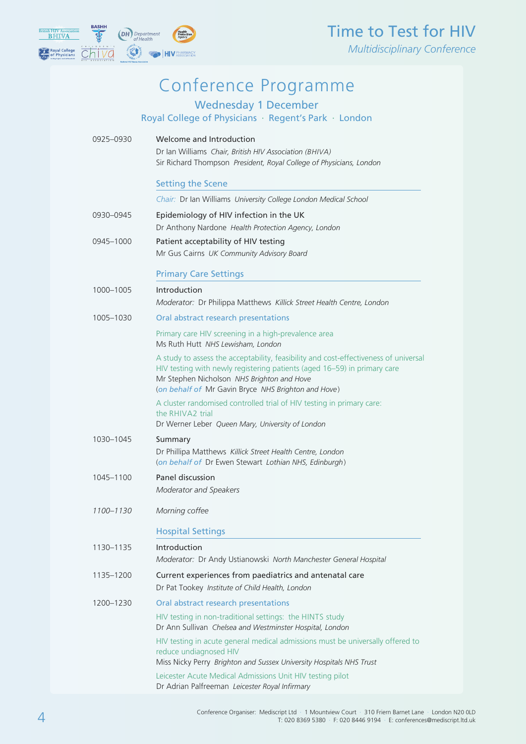# Conference Programme

## Wednesday 1 December

Royal College of Physicians · Regent's Park · London

**0925–0930** Welcome and Introduction
Dr Ian Williams *Chair, British HIV Association (BHIVA)*
Sir Richard Thompson *President, Royal College of Physicians, London*

### Setting the Scene

*Chair:* Dr Ian Williams *University College London Medical School*

**0930–0945** Epidemiology of HIV infection in the UK
Dr Anthony Nardone *Health Protection Agency, London*

**0945–1000** Patient acceptability of HIV testing
Mr Gus Cairns *UK Community Advisory Board*

### Primary Care Settings

**1000–1005** Introduction
*Moderator:* Dr Philippa Matthews *Killick Street Health Centre, London*

**1005–1030** Oral abstract research presentations

Primary care HIV screening in a high-prevalence area
Ms Ruth Hutt *NHS Lewisham, London*

A study to assess the acceptability, feasibility and cost-effectiveness of universal HIV testing with newly registering patients (aged 16–59) in primary care
Mr Stephen Nicholson *NHS Brighton and Hove*
(*on behalf of* Mr Gavin Bryce *NHS Brighton and Hove*)

A cluster randomised controlled trial of HIV testing in primary care: the RHIVA2 trial
Dr Werner Leber *Queen Mary, University of London*

**1030–1045** Summary
Dr Phillipa Matthews *Killick Street Health Centre, London*
(*on behalf of* Dr Ewen Stewart *Lothian NHS, Edinburgh*)

**1045–1100** Panel discussion
*Moderator and Speakers*

*1100–1130* *Morning coffee*

### Hospital Settings

**1130–1135** Introduction
*Moderator:* Dr Andy Ustianowski *North Manchester General Hospital*

**1135–1200** Current experiences from paediatrics and antenatal care
Dr Pat Tookey *Institute of Child Health, London*

**1200–1230** Oral abstract research presentations

HIV testing in non-traditional settings: the HINTS study
Dr Ann Sullivan *Chelsea and Westminster Hospital, London*

HIV testing in acute general medical admissions must be universally offered to reduce undiagnosed HIV
Miss Nicky Perry *Brighton and Sussex University Hospitals NHS Trust*

Leicester Acute Medical Admissions Unit HIV testing pilot
Dr Adrian Palfreeman *Leicester Royal Infirmary*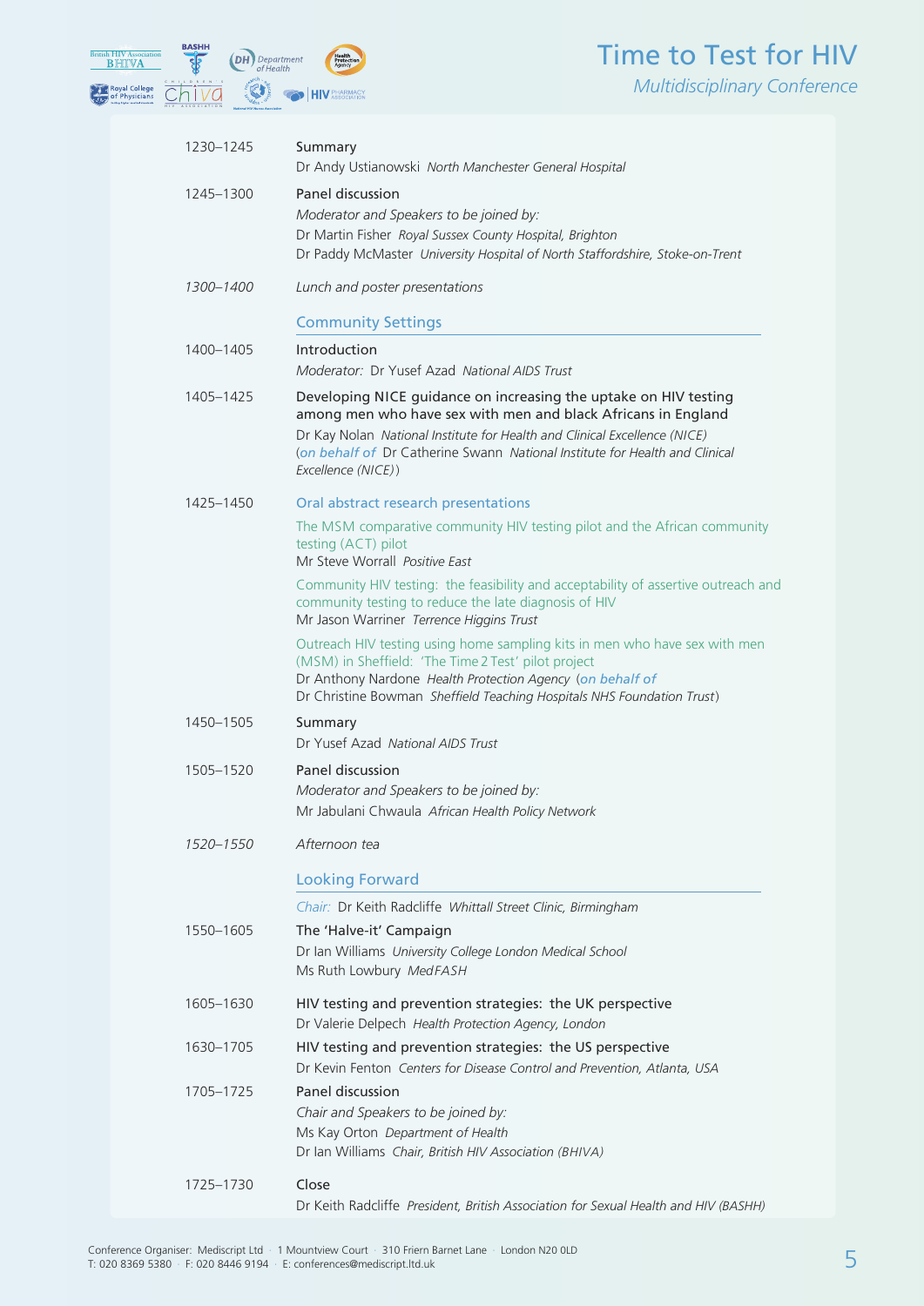| | |
|---|---|
| 1230–1245 | Summary<br>Dr Andy Ustianowski *North Manchester General Hospital* |
| 1245–1300 | Panel discussion<br>*Moderator and Speakers to be joined by:*<br>Dr Martin Fisher *Royal Sussex County Hospital, Brighton*<br>Dr Paddy McMaster *University Hospital of North Staffordshire, Stoke-on-Trent* |
| *1300–1400* | *Lunch and poster presentations* |

## Community Settings

| | |
|---|---|
| 1400–1405 | Introduction<br>*Moderator:* Dr Yusef Azad *National AIDS Trust* |
| 1405–1425 | Developing NICE guidance on increasing the uptake on HIV testing among men who have sex with men and black Africans in England<br>Dr Kay Nolan *National Institute for Health and Clinical Excellence (NICE)*<br>(*on behalf of* Dr Catherine Swann *National Institute for Health and Clinical Excellence (NICE)*) |
| 1425–1450 | Oral abstract research presentations<br>The MSM comparative community HIV testing pilot and the African community testing (ACT) pilot<br>Mr Steve Worrall *Positive East*<br>Community HIV testing: the feasibility and acceptability of assertive outreach and community testing to reduce the late diagnosis of HIV<br>Mr Jason Warriner *Terrence Higgins Trust*<br>Outreach HIV testing using home sampling kits in men who have sex with men (MSM) in Sheffield: 'The Time 2 Test' pilot project<br>Dr Anthony Nardone *Health Protection Agency* (*on behalf of*<br>Dr Christine Bowman *Sheffield Teaching Hospitals NHS Foundation Trust*) |
| 1450–1505 | Summary<br>Dr Yusef Azad *National AIDS Trust* |
| 1505–1520 | Panel discussion<br>*Moderator and Speakers to be joined by:*<br>Mr Jabulani Chwaula *African Health Policy Network* |
| *1520–1550* | *Afternoon tea* |

## Looking Forward

*Chair:* Dr Keith Radcliffe *Whittall Street Clinic, Birmingham*

| | |
|---|---|
| 1550–1605 | The 'Halve-it' Campaign<br>Dr Ian Williams *University College London Medical School*<br>Ms Ruth Lowbury *MedFASH* |
| 1605–1630 | HIV testing and prevention strategies: the UK perspective<br>Dr Valerie Delpech *Health Protection Agency, London* |
| 1630–1705 | HIV testing and prevention strategies: the US perspective<br>Dr Kevin Fenton *Centers for Disease Control and Prevention, Atlanta, USA* |
| 1705–1725 | Panel discussion<br>*Chair and Speakers to be joined by:*<br>Ms Kay Orton *Department of Health*<br>Dr Ian Williams *Chair, British HIV Association (BHIVA)* |
| 1725–1730 | Close<br>Dr Keith Radcliffe *President, British Association for Sexual Health and HIV (BASHH)* |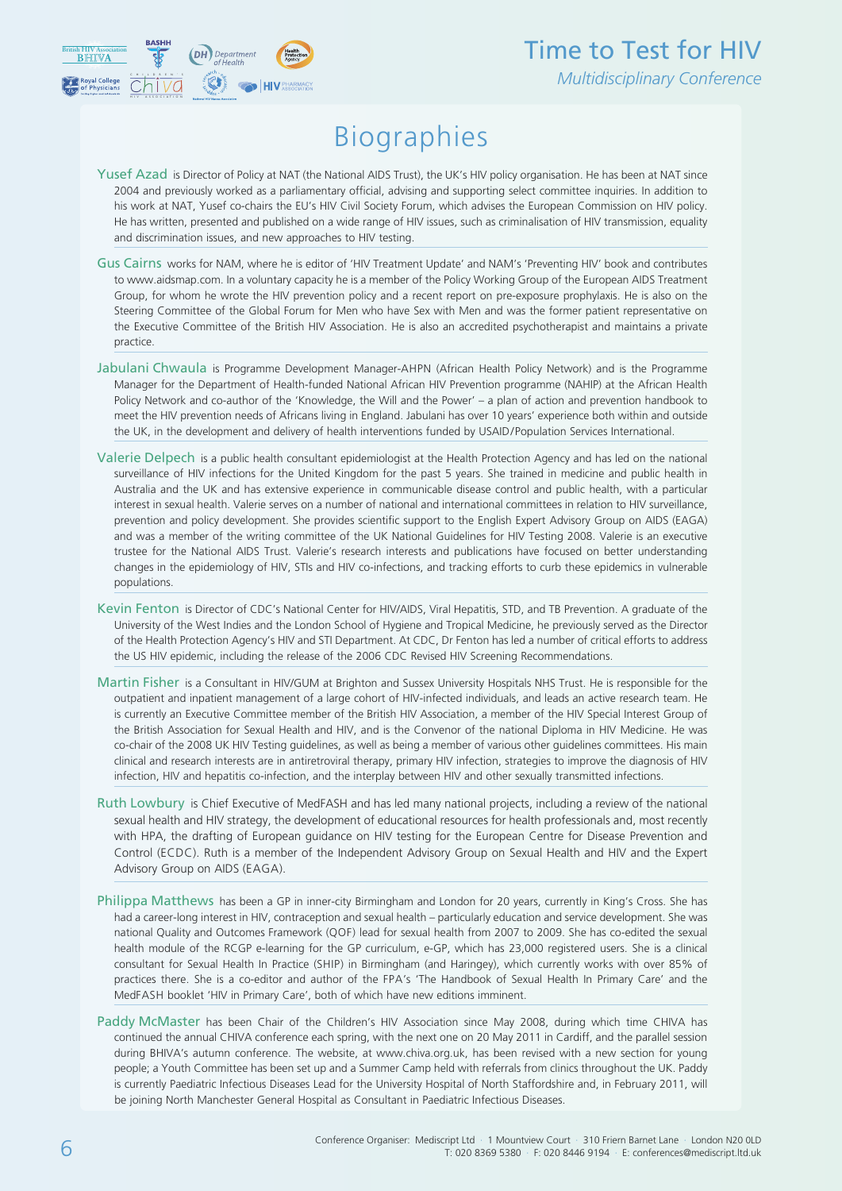# Biographies

**Yusef Azad** is Director of Policy at NAT (the National AIDS Trust), the UK's HIV policy organisation. He has been at NAT since 2004 and previously worked as a parliamentary official, advising and supporting select committee inquiries. In addition to his work at NAT, Yusef co-chairs the EU's HIV Civil Society Forum, which advises the European Commission on HIV policy. He has written, presented and published on a wide range of HIV issues, such as criminalisation of HIV transmission, equality and discrimination issues, and new approaches to HIV testing.

**Gus Cairns** works for NAM, where he is editor of 'HIV Treatment Update' and NAM's 'Preventing HIV' book and contributes to www.aidsmap.com. In a voluntary capacity he is a member of the Policy Working Group of the European AIDS Treatment Group, for whom he wrote the HIV prevention policy and a recent report on pre-exposure prophylaxis. He is also on the Steering Committee of the Global Forum for Men who have Sex with Men and was the former patient representative on the Executive Committee of the British HIV Association. He is also an accredited psychotherapist and maintains a private practice.

**Jabulani Chwaula** is Programme Development Manager-AHPN (African Health Policy Network) and is the Programme Manager for the Department of Health-funded National African HIV Prevention programme (NAHIP) at the African Health Policy Network and co-author of the 'Knowledge, the Will and the Power' – a plan of action and prevention handbook to meet the HIV prevention needs of Africans living in England. Jabulani has over 10 years' experience both within and outside the UK, in the development and delivery of health interventions funded by USAID/Population Services International.

**Valerie Delpech** is a public health consultant epidemiologist at the Health Protection Agency and has led on the national surveillance of HIV infections for the United Kingdom for the past 5 years. She trained in medicine and public health in Australia and the UK and has extensive experience in communicable disease control and public health, with a particular interest in sexual health. Valerie serves on a number of national and international committees in relation to HIV surveillance, prevention and policy development. She provides scientific support to the English Expert Advisory Group on AIDS (EAGA) and was a member of the writing committee of the UK National Guidelines for HIV Testing 2008. Valerie is an executive trustee for the National AIDS Trust. Valerie's research interests and publications have focused on better understanding changes in the epidemiology of HIV, STIs and HIV co-infections, and tracking efforts to curb these epidemics in vulnerable populations.

**Kevin Fenton** is Director of CDC's National Center for HIV/AIDS, Viral Hepatitis, STD, and TB Prevention. A graduate of the University of the West Indies and the London School of Hygiene and Tropical Medicine, he previously served as the Director of the Health Protection Agency's HIV and STI Department. At CDC, Dr Fenton has led a number of critical efforts to address the US HIV epidemic, including the release of the 2006 CDC Revised HIV Screening Recommendations.

**Martin Fisher** is a Consultant in HIV/GUM at Brighton and Sussex University Hospitals NHS Trust. He is responsible for the outpatient and inpatient management of a large cohort of HIV-infected individuals, and leads an active research team. He is currently an Executive Committee member of the British HIV Association, a member of the HIV Special Interest Group of the British Association for Sexual Health and HIV, and is the Convenor of the national Diploma in HIV Medicine. He was co-chair of the 2008 UK HIV Testing guidelines, as well as being a member of various other guidelines committees. His main clinical and research interests are in antiretroviral therapy, primary HIV infection, strategies to improve the diagnosis of HIV infection, HIV and hepatitis co-infection, and the interplay between HIV and other sexually transmitted infections.

**Ruth Lowbury** is Chief Executive of MedFASH and has led many national projects, including a review of the national sexual health and HIV strategy, the development of educational resources for health professionals and, most recently with HPA, the drafting of European guidance on HIV testing for the European Centre for Disease Prevention and Control (ECDC). Ruth is a member of the Independent Advisory Group on Sexual Health and HIV and the Expert Advisory Group on AIDS (EAGA).

**Philippa Matthews** has been a GP in inner-city Birmingham and London for 20 years, currently in King's Cross. She has had a career-long interest in HIV, contraception and sexual health – particularly education and service development. She was national Quality and Outcomes Framework (QOF) lead for sexual health from 2007 to 2009. She has co-edited the sexual health module of the RCGP e-learning for the GP curriculum, e-GP, which has 23,000 registered users. She is a clinical consultant for Sexual Health In Practice (SHIP) in Birmingham (and Haringey), which currently works with over 85% of practices there. She is a co-editor and author of the FPA's 'The Handbook of Sexual Health In Primary Care' and the MedFASH booklet 'HIV in Primary Care', both of which have new editions imminent.

**Paddy McMaster** has been Chair of the Children's HIV Association since May 2008, during which time CHIVA has continued the annual CHIVA conference each spring, with the next one on 20 May 2011 in Cardiff, and the parallel session during BHIVA's autumn conference. The website, at www.chiva.org.uk, has been revised with a new section for young people; a Youth Committee has been set up and a Summer Camp held with referrals from clinics throughout the UK. Paddy is currently Paediatric Infectious Diseases Lead for the University Hospital of North Staffordshire and, in February 2011, will be joining North Manchester General Hospital as Consultant in Paediatric Infectious Diseases.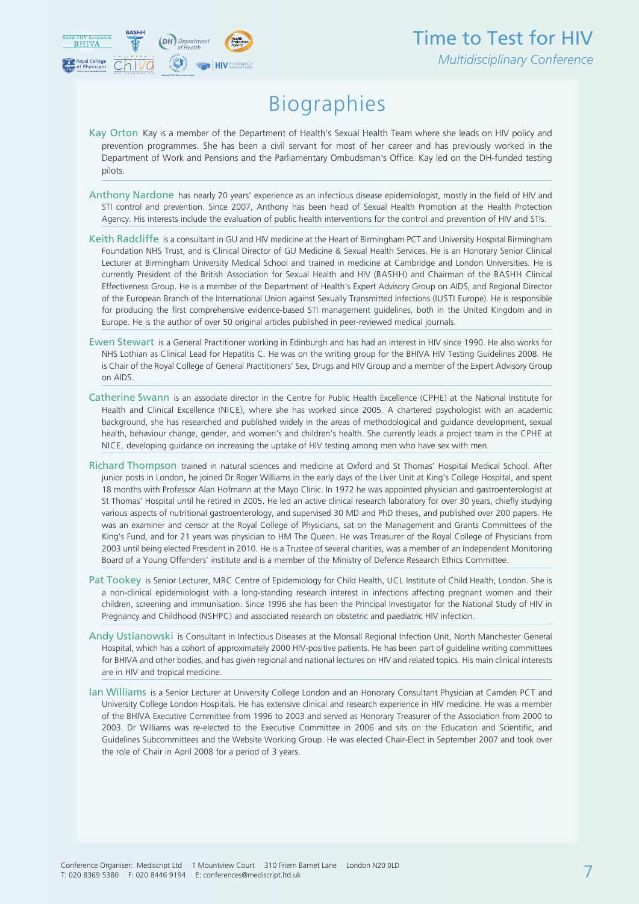# Biographies

**Kay Orton** Kay is a member of the Department of Health's Sexual Health Team where she leads on HIV policy and prevention programmes. She has been a civil servant for most of her career and has previously worked in the Department of Work and Pensions and the Parliamentary Ombudsman's Office. Kay led on the DH-funded testing pilots.

**Anthony Nardone** has nearly 20 years' experience as an infectious disease epidemiologist, mostly in the field of HIV and STI control and prevention. Since 2007, Anthony has been head of Sexual Health Promotion at the Health Protection Agency. His interests include the evaluation of public health interventions for the control and prevention of HIV and STIs.

**Keith Radcliffe** is a consultant in GU and HIV medicine at the Heart of Birmingham PCT and University Hospital Birmingham Foundation NHS Trust, and is Clinical Director of GU Medicine & Sexual Health Services. He is an Honorary Senior Clinical Lecturer at Birmingham University Medical School and trained in medicine at Cambridge and London Universities. He is currently President of the British Association for Sexual Health and HIV (BASHH) and Chairman of the BASHH Clinical Effectiveness Group. He is a member of the Department of Health's Expert Advisory Group on AIDS, and Regional Director of the European Branch of the International Union against Sexually Transmitted Infections (IUSTI Europe). He is responsible for producing the first comprehensive evidence-based STI management guidelines, both in the United Kingdom and in Europe. He is the author of over 50 original articles published in peer-reviewed medical journals.

**Ewen Stewart** is a General Practitioner working in Edinburgh and has had an interest in HIV since 1990. He also works for NHS Lothian as Clinical Lead for Hepatitis C. He was on the writing group for the BHIVA HIV Testing Guidelines 2008. He is Chair of the Royal College of General Practitioners' Sex, Drugs and HIV Group and a member of the Expert Advisory Group on AIDS.

**Catherine Swann** is an associate director in the Centre for Public Health Excellence (CPHE) at the National Institute for Health and Clinical Excellence (NICE), where she has worked since 2005. A chartered psychologist with an academic background, she has researched and published widely in the areas of methodological and guidance development, sexual health, behaviour change, gender, and women's and children's health. She currently leads a project team in the CPHE at NICE, developing guidance on increasing the uptake of HIV testing among men who have sex with men.

**Richard Thompson** trained in natural sciences and medicine at Oxford and St Thomas' Hospital Medical School. After junior posts in London, he joined Dr Roger Williams in the early days of the Liver Unit at King's College Hospital, and spent 18 months with Professor Alan Hofmann at the Mayo Clinic. In 1972 he was appointed physician and gastroenterologist at St Thomas' Hospital until he retired in 2005. He led an active clinical research laboratory for over 30 years, chiefly studying various aspects of nutritional gastroenterology, and supervised 30 MD and PhD theses, and published over 200 papers. He was an examiner and censor at the Royal College of Physicians, sat on the Management and Grants Committees of the King's Fund, and for 21 years was physician to HM The Queen. He was Treasurer of the Royal College of Physicians from 2003 until being elected President in 2010. He is a Trustee of several charities, was a member of an Independent Monitoring Board of a Young Offenders' institute and is a member of the Ministry of Defence Research Ethics Committee.

**Pat Tookey** is Senior Lecturer, MRC Centre of Epidemiology for Child Health, UCL Institute of Child Health, London. She is a non-clinical epidemiologist with a long-standing research interest in infections affecting pregnant women and their children, screening and immunisation. Since 1996 she has been the Principal Investigator for the National Study of HIV in Pregnancy and Childhood (NSHPC) and associated research on obstetric and paediatric HIV infection.

**Andy Ustianowski** is Consultant in Infectious Diseases at the Monsall Regional Infection Unit, North Manchester General Hospital, which has a cohort of approximately 2000 HIV-positive patients. He has been part of guideline writing committees for BHIVA and other bodies, and has given regional and national lectures on HIV and related topics. His main clinical interests are in HIV and tropical medicine.

**Ian Williams** is a Senior Lecturer at University College London and an Honorary Consultant Physician at Camden PCT and University College London Hospitals. He has extensive clinical and research experience in HIV medicine. He was a member of the BHIVA Executive Committee from 1996 to 2003 and served as Honorary Treasurer of the Association from 2000 to 2003. Dr Williams was re-elected to the Executive Committee in 2006 and sits on the Education and Scientific, and Guidelines Subcommittees and the Website Working Group. He was elected Chair-Elect in September 2007 and took over the role of Chair in April 2008 for a period of 3 years.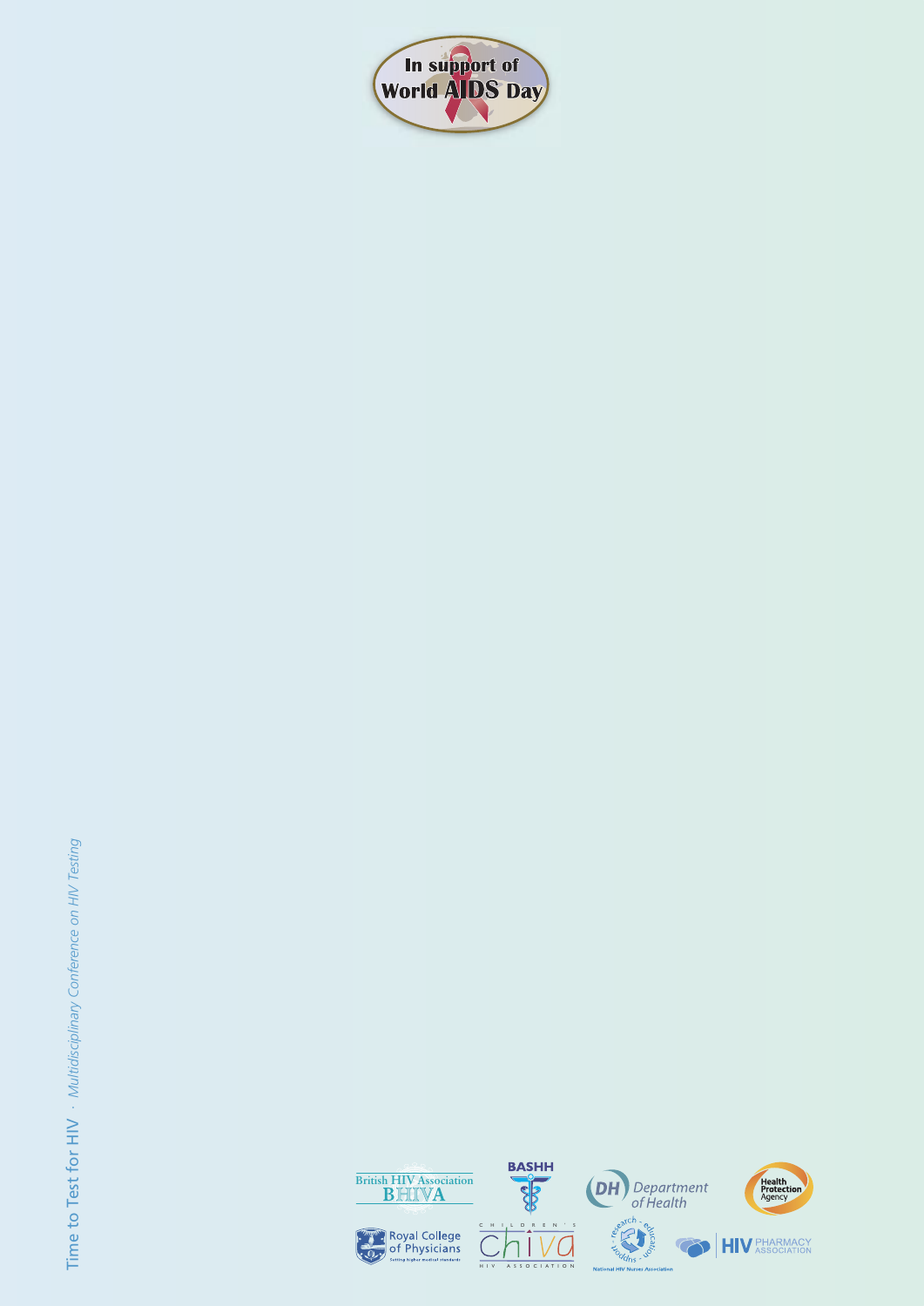In support of World AIDS Day

Time to Test for HIV · *Multidisciplinary Conference on HIV Testing*

British HIV Association BHIVA

BASHH

DH Department of Health

Health Protection Agency

Royal College of Physicians
Setting higher medical standards

Children's CHIVA HIV Association

research - education - support
National HIV Nurses Association

HIV PHARMACY ASSOCIATION